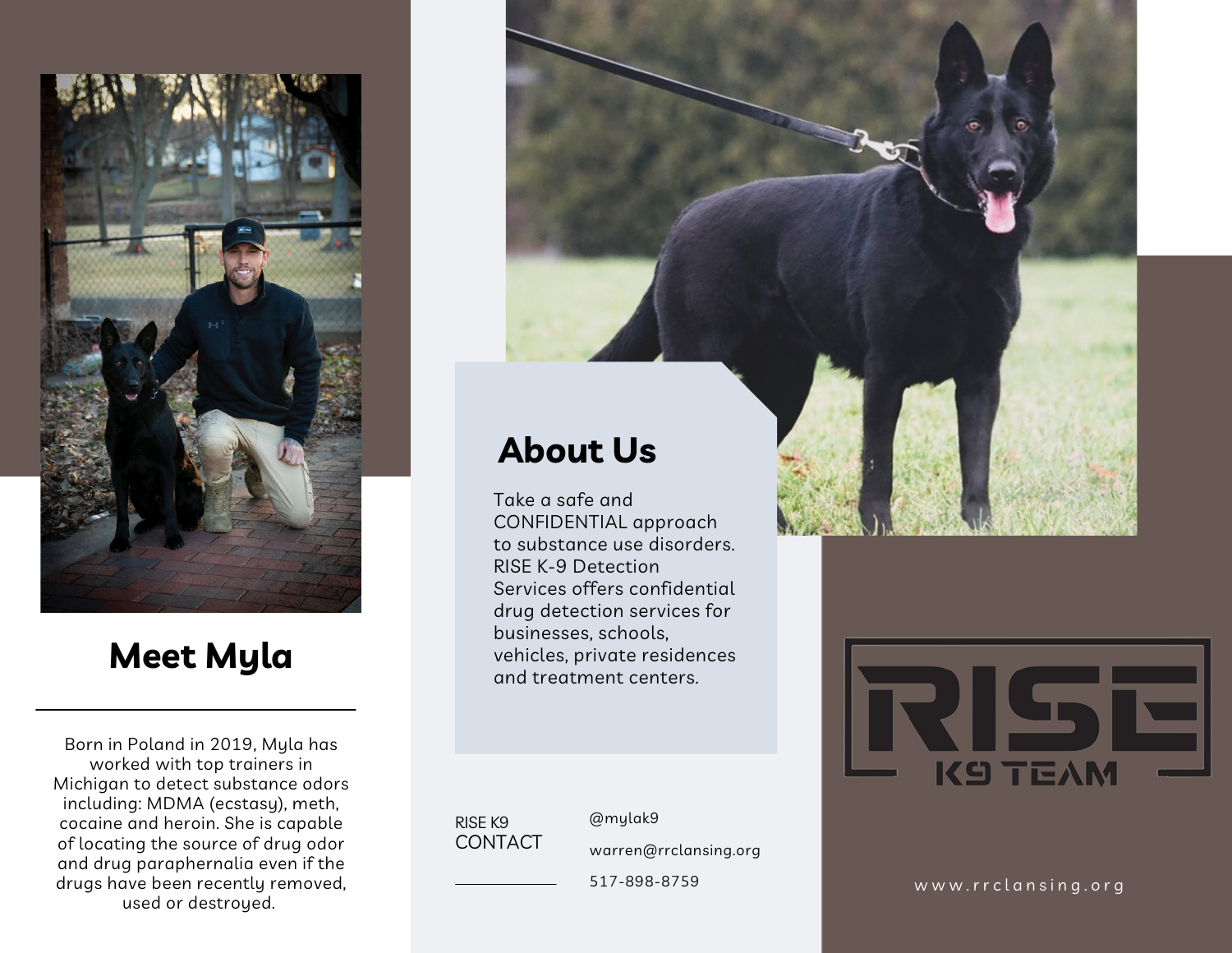## Meet Myla

Born in Poland in 2019, Myla has worked with top trainers in Michigan to detect substance odors including: MDMA (ecstasy), meth, cocaine and heroin. She is capable of locating the source of drug odor and drug paraphernalia even if the drugs have been recently removed, used or destroyed.

## About Us

Take a safe and CONFIDENTIAL approach to substance use disorders. RISE K-9 Detection Services offers confidential drug detection services for businesses, schools, vehicles, private residences and treatment centers.

RISE K9
CONTACT

@mylak9

warren@rrclansing.org

517-898-8759

RISE
K9 TEAM

www.rrclansing.org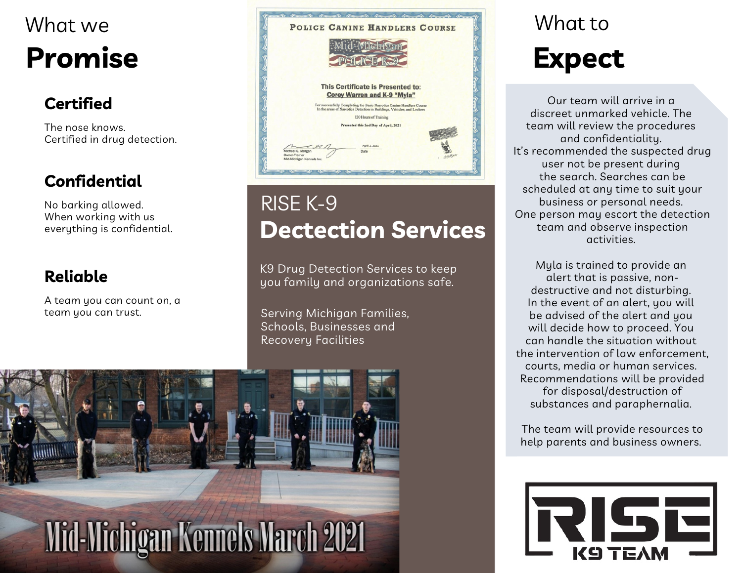What we

# Promise

### Certified

The nose knows.
Certified in drug detection.

### Confidential

No barking allowed.
When working with us everything is confidential.

### Reliable

A team you can count on, a team you can trust.

POLICE CANINE HANDLERS COURSE

Mid-Michigan POLICE K-9

This Certificate is Presented to:
Corey Warren and K-9 "Myla"

For successfully Completing the Basic Narcotics Canine Handlers Course In the areas of Narcotics Detection in Buildings, Vehicles, and Lockers

120 Hours of Training

Presented this 2nd Day of April, 2021

Michael G. Morgan
Owner-Trainer
Mid-Michigan Kennels Inc.

April 2, 2021
Date

## RISE K-9

# Dectection Services

K9 Drug Detection Services to keep you family and organizations safe.

Serving Michigan Families, Schools, Businesses and Recovery Facilities

Mid-Michigan Kennels March 2021

What to

# Expect

Our team will arrive in a discreet unmarked vehicle. The team will review the procedures and confidentiality.
It's recommended the suspected drug user not be present during the search. Searches can be scheduled at any time to suit your business or personal needs.
One person may escort the detection team and observe inspection activities.

Myla is trained to provide an alert that is passive, non-destructive and not disturbing.
In the event of an alert, you will be advised of the alert and you will decide how to proceed. You can handle the situation without the intervention of law enforcement, courts, media or human services.
Recommendations will be provided for disposal/destruction of substances and paraphernalia.

The team will provide resources to help parents and business owners.

RISE
K9 TEAM